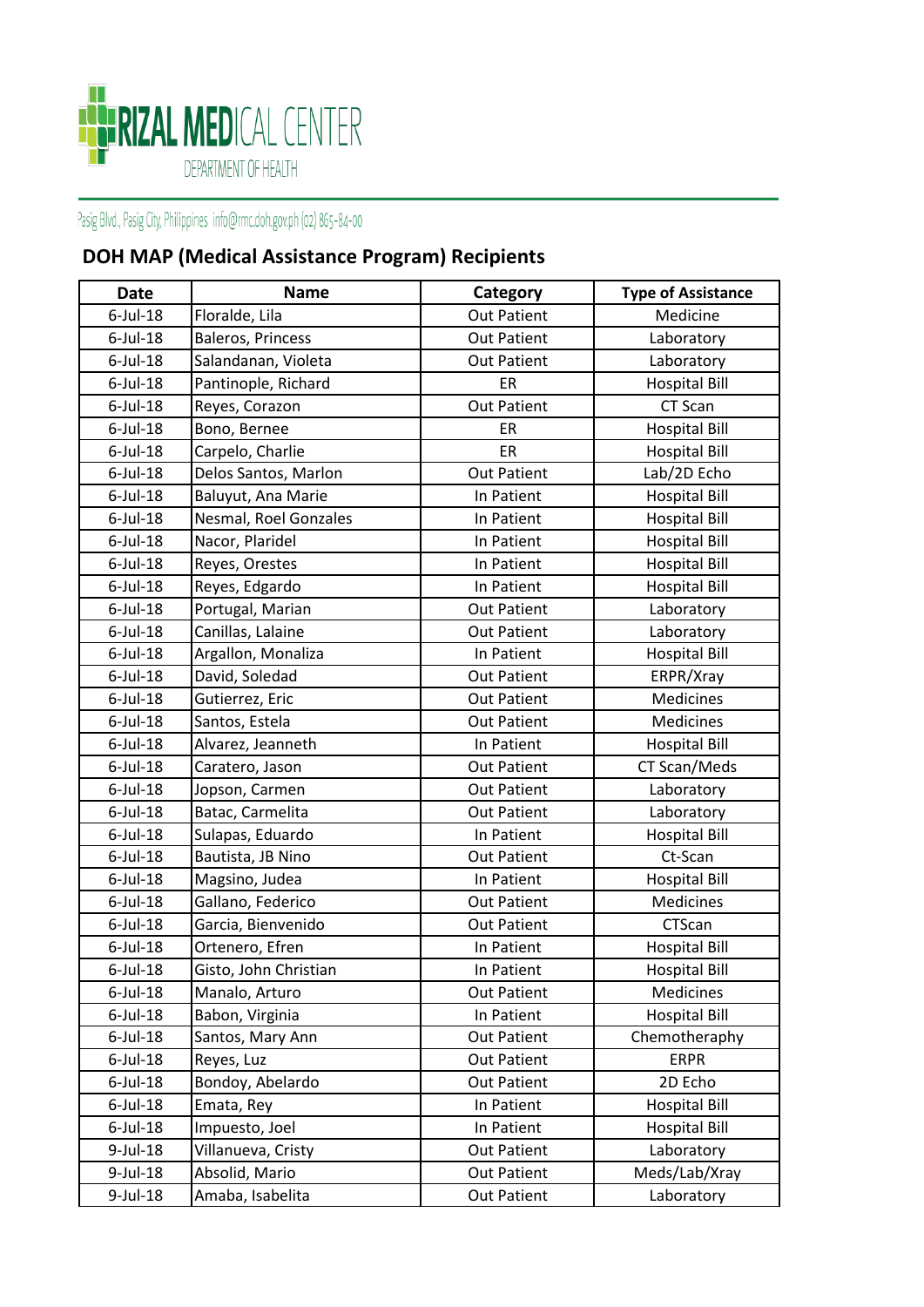RIZAL MEDICAL CENTER

DEPARTMENT OF HEALTH

Pasig Blvd., Pasig City, Philippines info@rmc.doh.gov.ph (02) 865-84-00

## DOH MAP (Medical Assistance Program) Recipients

| Date | Name | Category | Type of Assistance |
|---|---|---|---|
| 6-Jul-18 | Floralde, Lila | Out Patient | Medicine |
| 6-Jul-18 | Baleros, Princess | Out Patient | Laboratory |
| 6-Jul-18 | Salandanan, Violeta | Out Patient | Laboratory |
| 6-Jul-18 | Pantinople, Richard | ER | Hospital Bill |
| 6-Jul-18 | Reyes, Corazon | Out Patient | CT Scan |
| 6-Jul-18 | Bono, Bernee | ER | Hospital Bill |
| 6-Jul-18 | Carpelo, Charlie | ER | Hospital Bill |
| 6-Jul-18 | Delos Santos, Marlon | Out Patient | Lab/2D Echo |
| 6-Jul-18 | Baluyut, Ana Marie | In Patient | Hospital Bill |
| 6-Jul-18 | Nesmal, Roel Gonzales | In Patient | Hospital Bill |
| 6-Jul-18 | Nacor, Plaridel | In Patient | Hospital Bill |
| 6-Jul-18 | Reyes, Orestes | In Patient | Hospital Bill |
| 6-Jul-18 | Reyes, Edgardo | In Patient | Hospital Bill |
| 6-Jul-18 | Portugal, Marian | Out Patient | Laboratory |
| 6-Jul-18 | Canillas, Lalaine | Out Patient | Laboratory |
| 6-Jul-18 | Argallon, Monaliza | In Patient | Hospital Bill |
| 6-Jul-18 | David, Soledad | Out Patient | ERPR/Xray |
| 6-Jul-18 | Gutierrez, Eric | Out Patient | Medicines |
| 6-Jul-18 | Santos, Estela | Out Patient | Medicines |
| 6-Jul-18 | Alvarez, Jeanneth | In Patient | Hospital Bill |
| 6-Jul-18 | Caratero, Jason | Out Patient | CT Scan/Meds |
| 6-Jul-18 | Jopson, Carmen | Out Patient | Laboratory |
| 6-Jul-18 | Batac, Carmelita | Out Patient | Laboratory |
| 6-Jul-18 | Sulapas, Eduardo | In Patient | Hospital Bill |
| 6-Jul-18 | Bautista, JB Nino | Out Patient | Ct-Scan |
| 6-Jul-18 | Magsino, Judea | In Patient | Hospital Bill |
| 6-Jul-18 | Gallano, Federico | Out Patient | Medicines |
| 6-Jul-18 | Garcia, Bienvenido | Out Patient | CTScan |
| 6-Jul-18 | Ortenero, Efren | In Patient | Hospital Bill |
| 6-Jul-18 | Gisto, John Christian | In Patient | Hospital Bill |
| 6-Jul-18 | Manalo, Arturo | Out Patient | Medicines |
| 6-Jul-18 | Babon, Virginia | In Patient | Hospital Bill |
| 6-Jul-18 | Santos, Mary Ann | Out Patient | Chemotheraphy |
| 6-Jul-18 | Reyes, Luz | Out Patient | ERPR |
| 6-Jul-18 | Bondoy, Abelardo | Out Patient | 2D Echo |
| 6-Jul-18 | Emata, Rey | In Patient | Hospital Bill |
| 6-Jul-18 | Impuesto, Joel | In Patient | Hospital Bill |
| 9-Jul-18 | Villanueva, Cristy | Out Patient | Laboratory |
| 9-Jul-18 | Absolid, Mario | Out Patient | Meds/Lab/Xray |
| 9-Jul-18 | Amaba, Isabelita | Out Patient | Laboratory |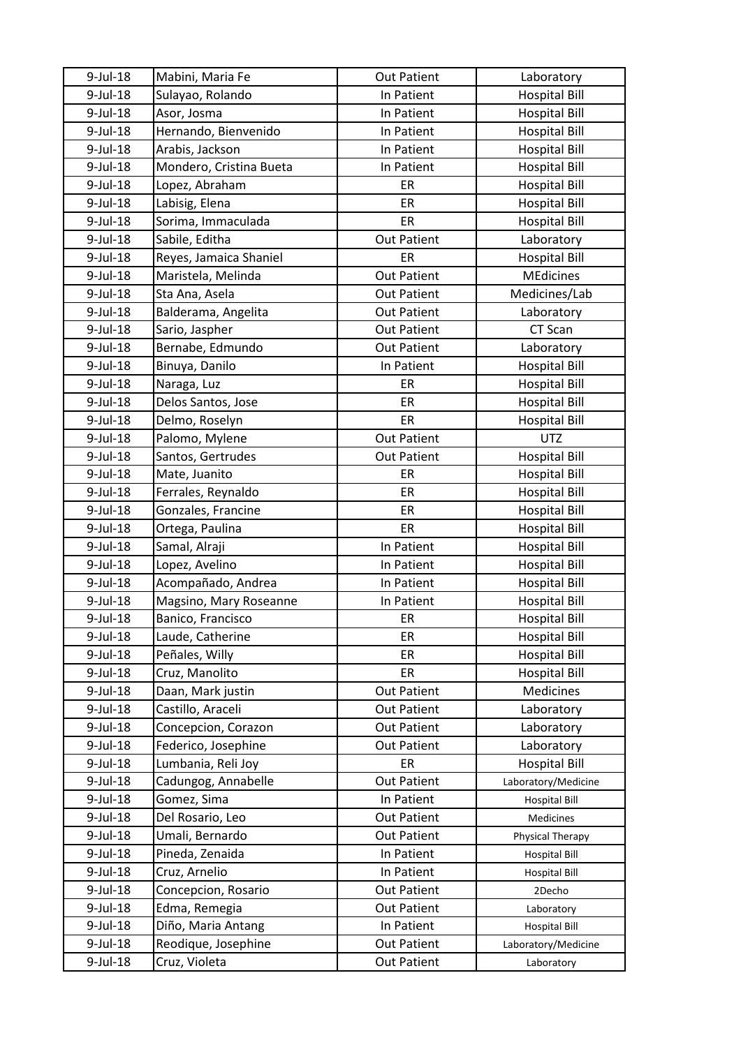| 9-Jul-18 | Mabini, Maria Fe | Out Patient | Laboratory |
|---|---|---|---|
| 9-Jul-18 | Sulayao, Rolando | In Patient | Hospital Bill |
| 9-Jul-18 | Asor, Josma | In Patient | Hospital Bill |
| 9-Jul-18 | Hernando, Bienvenido | In Patient | Hospital Bill |
| 9-Jul-18 | Arabis, Jackson | In Patient | Hospital Bill |
| 9-Jul-18 | Mondero, Cristina Bueta | In Patient | Hospital Bill |
| 9-Jul-18 | Lopez, Abraham | ER | Hospital Bill |
| 9-Jul-18 | Labisig, Elena | ER | Hospital Bill |
| 9-Jul-18 | Sorima, Immaculada | ER | Hospital Bill |
| 9-Jul-18 | Sabile, Editha | Out Patient | Laboratory |
| 9-Jul-18 | Reyes, Jamaica Shaniel | ER | Hospital Bill |
| 9-Jul-18 | Maristela, Melinda | Out Patient | MEdicines |
| 9-Jul-18 | Sta Ana, Asela | Out Patient | Medicines/Lab |
| 9-Jul-18 | Balderama, Angelita | Out Patient | Laboratory |
| 9-Jul-18 | Sario, Jaspher | Out Patient | CT Scan |
| 9-Jul-18 | Bernabe, Edmundo | Out Patient | Laboratory |
| 9-Jul-18 | Binuya, Danilo | In Patient | Hospital Bill |
| 9-Jul-18 | Naraga, Luz | ER | Hospital Bill |
| 9-Jul-18 | Delos Santos, Jose | ER | Hospital Bill |
| 9-Jul-18 | Delmo, Roselyn | ER | Hospital Bill |
| 9-Jul-18 | Palomo, Mylene | Out Patient | UTZ |
| 9-Jul-18 | Santos, Gertrudes | Out Patient | Hospital Bill |
| 9-Jul-18 | Mate, Juanito | ER | Hospital Bill |
| 9-Jul-18 | Ferrales, Reynaldo | ER | Hospital Bill |
| 9-Jul-18 | Gonzales, Francine | ER | Hospital Bill |
| 9-Jul-18 | Ortega, Paulina | ER | Hospital Bill |
| 9-Jul-18 | Samal, Alraji | In Patient | Hospital Bill |
| 9-Jul-18 | Lopez, Avelino | In Patient | Hospital Bill |
| 9-Jul-18 | Acompañado, Andrea | In Patient | Hospital Bill |
| 9-Jul-18 | Magsino, Mary Roseanne | In Patient | Hospital Bill |
| 9-Jul-18 | Banico, Francisco | ER | Hospital Bill |
| 9-Jul-18 | Laude, Catherine | ER | Hospital Bill |
| 9-Jul-18 | Peñales, Willy | ER | Hospital Bill |
| 9-Jul-18 | Cruz, Manolito | ER | Hospital Bill |
| 9-Jul-18 | Daan, Mark justin | Out Patient | Medicines |
| 9-Jul-18 | Castillo, Araceli | Out Patient | Laboratory |
| 9-Jul-18 | Concepcion, Corazon | Out Patient | Laboratory |
| 9-Jul-18 | Federico, Josephine | Out Patient | Laboratory |
| 9-Jul-18 | Lumbania, Reli Joy | ER | Hospital Bill |
| 9-Jul-18 | Cadungog, Annabelle | Out Patient | Laboratory/Medicine |
| 9-Jul-18 | Gomez, Sima | In Patient | Hospital Bill |
| 9-Jul-18 | Del Rosario, Leo | Out Patient | Medicines |
| 9-Jul-18 | Umali, Bernardo | Out Patient | Physical Therapy |
| 9-Jul-18 | Pineda, Zenaida | In Patient | Hospital Bill |
| 9-Jul-18 | Cruz, Arnelio | In Patient | Hospital Bill |
| 9-Jul-18 | Concepcion, Rosario | Out Patient | 2Decho |
| 9-Jul-18 | Edma, Remegia | Out Patient | Laboratory |
| 9-Jul-18 | Diño, Maria Antang | In Patient | Hospital Bill |
| 9-Jul-18 | Reodique, Josephine | Out Patient | Laboratory/Medicine |
| 9-Jul-18 | Cruz, Violeta | Out Patient | Laboratory |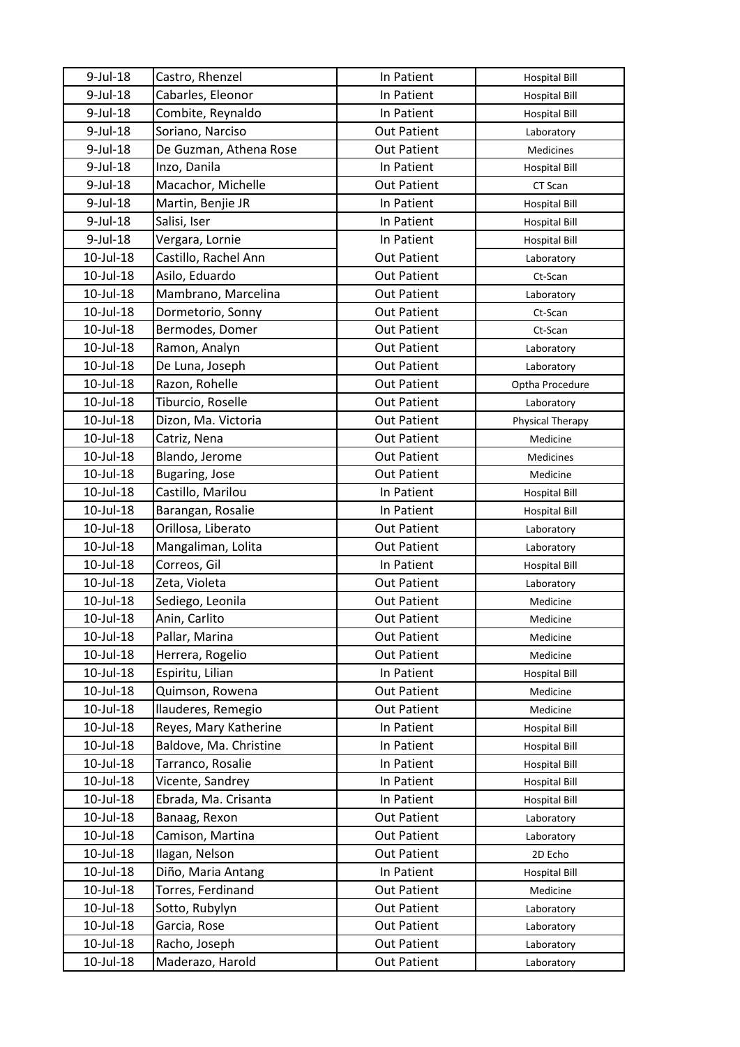| 9-Jul-18 | Castro, Rhenzel | In Patient | Hospital Bill |
|---|---|---|---|
| 9-Jul-18 | Cabarles, Eleonor | In Patient | Hospital Bill |
| 9-Jul-18 | Combite, Reynaldo | In Patient | Hospital Bill |
| 9-Jul-18 | Soriano, Narciso | Out Patient | Laboratory |
| 9-Jul-18 | De Guzman, Athena Rose | Out Patient | Medicines |
| 9-Jul-18 | Inzo, Danila | In Patient | Hospital Bill |
| 9-Jul-18 | Macachor, Michelle | Out Patient | CT Scan |
| 9-Jul-18 | Martin, Benjie JR | In Patient | Hospital Bill |
| 9-Jul-18 | Salisi, Iser | In Patient | Hospital Bill |
| 9-Jul-18 | Vergara, Lornie | In Patient | Hospital Bill |
| 10-Jul-18 | Castillo, Rachel Ann | Out Patient | Laboratory |
| 10-Jul-18 | Asilo, Eduardo | Out Patient | Ct-Scan |
| 10-Jul-18 | Mambrano, Marcelina | Out Patient | Laboratory |
| 10-Jul-18 | Dormetorio, Sonny | Out Patient | Ct-Scan |
| 10-Jul-18 | Bermodes, Domer | Out Patient | Ct-Scan |
| 10-Jul-18 | Ramon, Analyn | Out Patient | Laboratory |
| 10-Jul-18 | De Luna, Joseph | Out Patient | Laboratory |
| 10-Jul-18 | Razon, Rohelle | Out Patient | Optha Procedure |
| 10-Jul-18 | Tiburcio, Roselle | Out Patient | Laboratory |
| 10-Jul-18 | Dizon, Ma. Victoria | Out Patient | Physical Therapy |
| 10-Jul-18 | Catriz, Nena | Out Patient | Medicine |
| 10-Jul-18 | Blando, Jerome | Out Patient | Medicines |
| 10-Jul-18 | Bugaring, Jose | Out Patient | Medicine |
| 10-Jul-18 | Castillo, Marilou | In Patient | Hospital Bill |
| 10-Jul-18 | Barangan, Rosalie | In Patient | Hospital Bill |
| 10-Jul-18 | Orillosa, Liberato | Out Patient | Laboratory |
| 10-Jul-18 | Mangaliman, Lolita | Out Patient | Laboratory |
| 10-Jul-18 | Correos, Gil | In Patient | Hospital Bill |
| 10-Jul-18 | Zeta, Violeta | Out Patient | Laboratory |
| 10-Jul-18 | Sediego, Leonila | Out Patient | Medicine |
| 10-Jul-18 | Anin, Carlito | Out Patient | Medicine |
| 10-Jul-18 | Pallar, Marina | Out Patient | Medicine |
| 10-Jul-18 | Herrera, Rogelio | Out Patient | Medicine |
| 10-Jul-18 | Espiritu, Lilian | In Patient | Hospital Bill |
| 10-Jul-18 | Quimson, Rowena | Out Patient | Medicine |
| 10-Jul-18 | llauderes, Remegio | Out Patient | Medicine |
| 10-Jul-18 | Reyes, Mary Katherine | In Patient | Hospital Bill |
| 10-Jul-18 | Baldove, Ma. Christine | In Patient | Hospital Bill |
| 10-Jul-18 | Tarranco, Rosalie | In Patient | Hospital Bill |
| 10-Jul-18 | Vicente, Sandrey | In Patient | Hospital Bill |
| 10-Jul-18 | Ebrada, Ma. Crisanta | In Patient | Hospital Bill |
| 10-Jul-18 | Banaag, Rexon | Out Patient | Laboratory |
| 10-Jul-18 | Camison, Martina | Out Patient | Laboratory |
| 10-Jul-18 | Ilagan, Nelson | Out Patient | 2D Echo |
| 10-Jul-18 | Diño, Maria Antang | In Patient | Hospital Bill |
| 10-Jul-18 | Torres, Ferdinand | Out Patient | Medicine |
| 10-Jul-18 | Sotto, Rubylyn | Out Patient | Laboratory |
| 10-Jul-18 | Garcia, Rose | Out Patient | Laboratory |
| 10-Jul-18 | Racho, Joseph | Out Patient | Laboratory |
| 10-Jul-18 | Maderazo, Harold | Out Patient | Laboratory |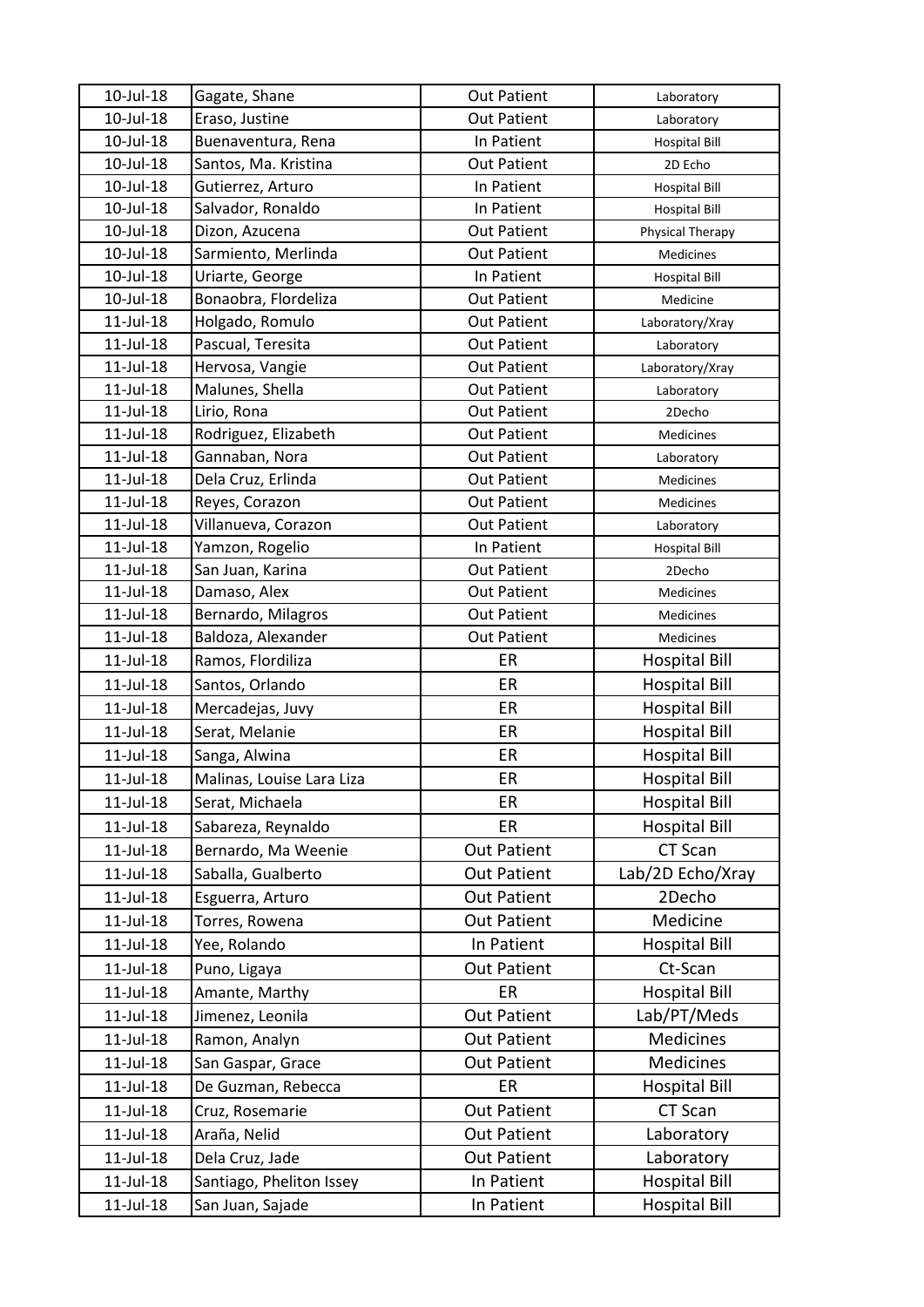| 10-Jul-18 | Gagate, Shane | Out Patient | Laboratory |
|---|---|---|---|
| 10-Jul-18 | Eraso, Justine | Out Patient | Laboratory |
| 10-Jul-18 | Buenaventura, Rena | In Patient | Hospital Bill |
| 10-Jul-18 | Santos, Ma. Kristina | Out Patient | 2D Echo |
| 10-Jul-18 | Gutierrez, Arturo | In Patient | Hospital Bill |
| 10-Jul-18 | Salvador, Ronaldo | In Patient | Hospital Bill |
| 10-Jul-18 | Dizon, Azucena | Out Patient | Physical Therapy |
| 10-Jul-18 | Sarmiento, Merlinda | Out Patient | Medicines |
| 10-Jul-18 | Uriarte, George | In Patient | Hospital Bill |
| 10-Jul-18 | Bonaobra, Flordeliza | Out Patient | Medicine |
| 11-Jul-18 | Holgado, Romulo | Out Patient | Laboratory/Xray |
| 11-Jul-18 | Pascual, Teresita | Out Patient | Laboratory |
| 11-Jul-18 | Hervosa, Vangie | Out Patient | Laboratory/Xray |
| 11-Jul-18 | Malunes, Shella | Out Patient | Laboratory |
| 11-Jul-18 | Lirio, Rona | Out Patient | 2Decho |
| 11-Jul-18 | Rodriguez, Elizabeth | Out Patient | Medicines |
| 11-Jul-18 | Gannaban, Nora | Out Patient | Laboratory |
| 11-Jul-18 | Dela Cruz, Erlinda | Out Patient | Medicines |
| 11-Jul-18 | Reyes, Corazon | Out Patient | Medicines |
| 11-Jul-18 | Villanueva, Corazon | Out Patient | Laboratory |
| 11-Jul-18 | Yamzon, Rogelio | In Patient | Hospital Bill |
| 11-Jul-18 | San Juan, Karina | Out Patient | 2Decho |
| 11-Jul-18 | Damaso, Alex | Out Patient | Medicines |
| 11-Jul-18 | Bernardo, Milagros | Out Patient | Medicines |
| 11-Jul-18 | Baldoza, Alexander | Out Patient | Medicines |
| 11-Jul-18 | Ramos, Flordiliza | ER | Hospital Bill |
| 11-Jul-18 | Santos, Orlando | ER | Hospital Bill |
| 11-Jul-18 | Mercadejas, Juvy | ER | Hospital Bill |
| 11-Jul-18 | Serat, Melanie | ER | Hospital Bill |
| 11-Jul-18 | Sanga, Alwina | ER | Hospital Bill |
| 11-Jul-18 | Malinas, Louise Lara Liza | ER | Hospital Bill |
| 11-Jul-18 | Serat, Michaela | ER | Hospital Bill |
| 11-Jul-18 | Sabareza, Reynaldo | ER | Hospital Bill |
| 11-Jul-18 | Bernardo, Ma Weenie | Out Patient | CT Scan |
| 11-Jul-18 | Saballa, Gualberto | Out Patient | Lab/2D Echo/Xray |
| 11-Jul-18 | Esguerra, Arturo | Out Patient | 2Decho |
| 11-Jul-18 | Torres, Rowena | Out Patient | Medicine |
| 11-Jul-18 | Yee, Rolando | In Patient | Hospital Bill |
| 11-Jul-18 | Puno, Ligaya | Out Patient | Ct-Scan |
| 11-Jul-18 | Amante, Marthy | ER | Hospital Bill |
| 11-Jul-18 | Jimenez, Leonila | Out Patient | Lab/PT/Meds |
| 11-Jul-18 | Ramon, Analyn | Out Patient | Medicines |
| 11-Jul-18 | San Gaspar, Grace | Out Patient | Medicines |
| 11-Jul-18 | De Guzman, Rebecca | ER | Hospital Bill |
| 11-Jul-18 | Cruz, Rosemarie | Out Patient | CT Scan |
| 11-Jul-18 | Araña, Nelid | Out Patient | Laboratory |
| 11-Jul-18 | Dela Cruz, Jade | Out Patient | Laboratory |
| 11-Jul-18 | Santiago, Pheliton Issey | In Patient | Hospital Bill |
| 11-Jul-18 | San Juan, Sajade | In Patient | Hospital Bill |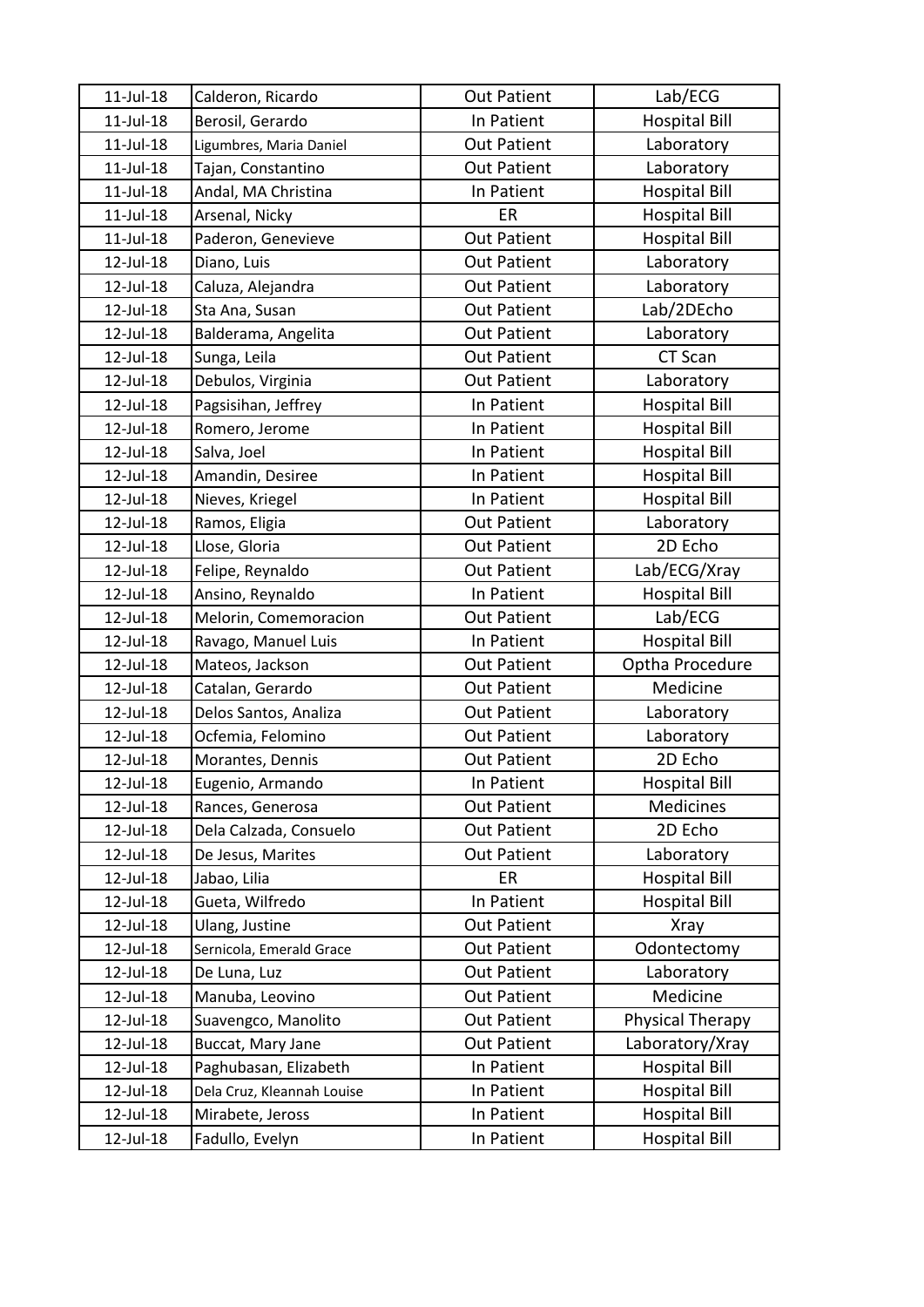| | | | |
|---|---|---|---|
| 11-Jul-18 | Calderon, Ricardo | Out Patient | Lab/ECG |
| 11-Jul-18 | Berosil, Gerardo | In Patient | Hospital Bill |
| 11-Jul-18 | Ligumbres, Maria Daniel | Out Patient | Laboratory |
| 11-Jul-18 | Tajan, Constantino | Out Patient | Laboratory |
| 11-Jul-18 | Andal, MA Christina | In Patient | Hospital Bill |
| 11-Jul-18 | Arsenal, Nicky | ER | Hospital Bill |
| 11-Jul-18 | Paderon, Genevieve | Out Patient | Hospital Bill |
| 12-Jul-18 | Diano, Luis | Out Patient | Laboratory |
| 12-Jul-18 | Caluza, Alejandra | Out Patient | Laboratory |
| 12-Jul-18 | Sta Ana, Susan | Out Patient | Lab/2DEcho |
| 12-Jul-18 | Balderama, Angelita | Out Patient | Laboratory |
| 12-Jul-18 | Sunga, Leila | Out Patient | CT Scan |
| 12-Jul-18 | Debulos, Virginia | Out Patient | Laboratory |
| 12-Jul-18 | Pagsisihan, Jeffrey | In Patient | Hospital Bill |
| 12-Jul-18 | Romero, Jerome | In Patient | Hospital Bill |
| 12-Jul-18 | Salva, Joel | In Patient | Hospital Bill |
| 12-Jul-18 | Amandin, Desiree | In Patient | Hospital Bill |
| 12-Jul-18 | Nieves, Kriegel | In Patient | Hospital Bill |
| 12-Jul-18 | Ramos, Eligia | Out Patient | Laboratory |
| 12-Jul-18 | Llose, Gloria | Out Patient | 2D Echo |
| 12-Jul-18 | Felipe, Reynaldo | Out Patient | Lab/ECG/Xray |
| 12-Jul-18 | Ansino, Reynaldo | In Patient | Hospital Bill |
| 12-Jul-18 | Melorin, Comemoracion | Out Patient | Lab/ECG |
| 12-Jul-18 | Ravago, Manuel Luis | In Patient | Hospital Bill |
| 12-Jul-18 | Mateos, Jackson | Out Patient | Optha Procedure |
| 12-Jul-18 | Catalan, Gerardo | Out Patient | Medicine |
| 12-Jul-18 | Delos Santos, Analiza | Out Patient | Laboratory |
| 12-Jul-18 | Ocfemia, Felomino | Out Patient | Laboratory |
| 12-Jul-18 | Morantes, Dennis | Out Patient | 2D Echo |
| 12-Jul-18 | Eugenio, Armando | In Patient | Hospital Bill |
| 12-Jul-18 | Rances, Generosa | Out Patient | Medicines |
| 12-Jul-18 | Dela Calzada, Consuelo | Out Patient | 2D Echo |
| 12-Jul-18 | De Jesus, Marites | Out Patient | Laboratory |
| 12-Jul-18 | Jabao, Lilia | ER | Hospital Bill |
| 12-Jul-18 | Gueta, Wilfredo | In Patient | Hospital Bill |
| 12-Jul-18 | Ulang, Justine | Out Patient | Xray |
| 12-Jul-18 | Sernicola, Emerald Grace | Out Patient | Odontectomy |
| 12-Jul-18 | De Luna, Luz | Out Patient | Laboratory |
| 12-Jul-18 | Manuba, Leovino | Out Patient | Medicine |
| 12-Jul-18 | Suavengco, Manolito | Out Patient | Physical Therapy |
| 12-Jul-18 | Buccat, Mary Jane | Out Patient | Laboratory/Xray |
| 12-Jul-18 | Paghubasan, Elizabeth | In Patient | Hospital Bill |
| 12-Jul-18 | Dela Cruz, Kleannah Louise | In Patient | Hospital Bill |
| 12-Jul-18 | Mirabete, Jeross | In Patient | Hospital Bill |
| 12-Jul-18 | Fadullo, Evelyn | In Patient | Hospital Bill |